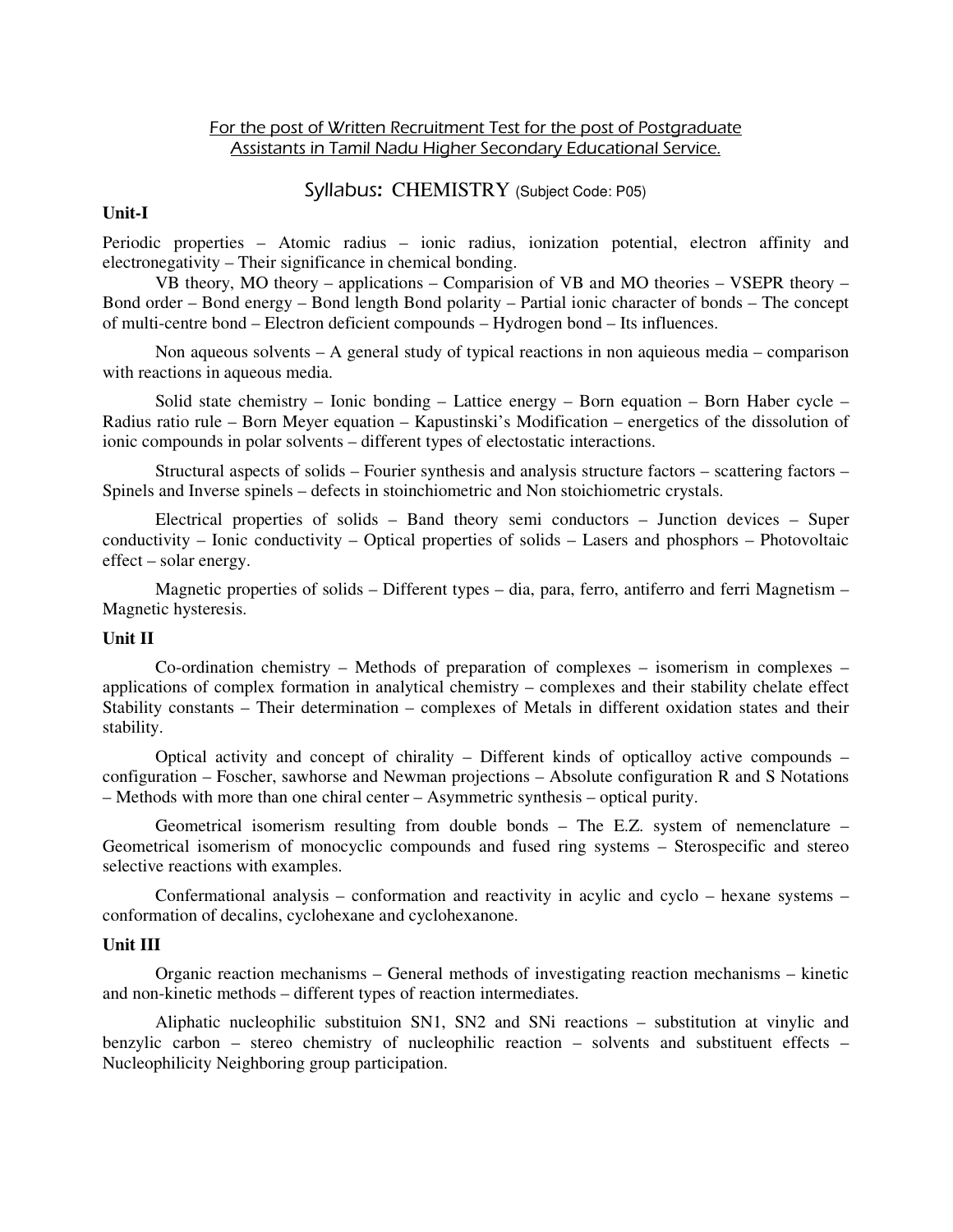<u>For the post of Written Recruitment Test for the post of Postgraduate Assistants in Tamil Nadu Higher Secondary Educational Service.</u>

## Syllabus: CHEMISTRY (Subject Code: P05)

**Unit-I**

Periodic properties – Atomic radius – ionic radius, ionization potential, electron affinity and electronegativity – Their significance in chemical bonding.

VB theory, MO theory – applications – Comparision of VB and MO theories – VSEPR theory – Bond order – Bond energy – Bond length Bond polarity – Partial ionic character of bonds – The concept of multi-centre bond – Electron deficient compounds – Hydrogen bond – Its influences.

Non aqueous solvents – A general study of typical reactions in non aquieous media – comparison with reactions in aqueous media.

Solid state chemistry – Ionic bonding – Lattice energy – Born equation – Born Haber cycle – Radius ratio rule – Born Meyer equation – Kapustinski's Modification – energetics of the dissolution of ionic compounds in polar solvents – different types of electostatic interactions.

Structural aspects of solids – Fourier synthesis and analysis structure factors – scattering factors – Spinels and Inverse spinels – defects in stoinchiometric and Non stoichiometric crystals.

Electrical properties of solids – Band theory semi conductors – Junction devices – Super conductivity – Ionic conductivity – Optical properties of solids – Lasers and phosphors – Photovoltaic effect – solar energy.

Magnetic properties of solids – Different types – dia, para, ferro, antiferro and ferri Magnetism – Magnetic hysteresis.

**Unit II**

Co-ordination chemistry – Methods of preparation of complexes – isomerism in complexes – applications of complex formation in analytical chemistry – complexes and their stability chelate effect Stability constants – Their determination – complexes of Metals in different oxidation states and their stability.

Optical activity and concept of chirality – Different kinds of opticalloy active compounds – configuration – Foscher, sawhorse and Newman projections – Absolute configuration R and S Notations – Methods with more than one chiral center – Asymmetric synthesis – optical purity.

Geometrical isomerism resulting from double bonds – The E.Z. system of nemenclature – Geometrical isomerism of monocyclic compounds and fused ring systems – Sterospecific and stereo selective reactions with examples.

Confermational analysis – conformation and reactivity in acylic and cyclo – hexane systems – conformation of decalins, cyclohexane and cyclohexanone.

**Unit III**

Organic reaction mechanisms – General methods of investigating reaction mechanisms – kinetic and non-kinetic methods – different types of reaction intermediates.

Aliphatic nucleophilic substituion SN1, SN2 and SNi reactions – substitution at vinylic and benzylic carbon – stereo chemistry of nucleophilic reaction – solvents and substituent effects – Nucleophilicity Neighboring group participation.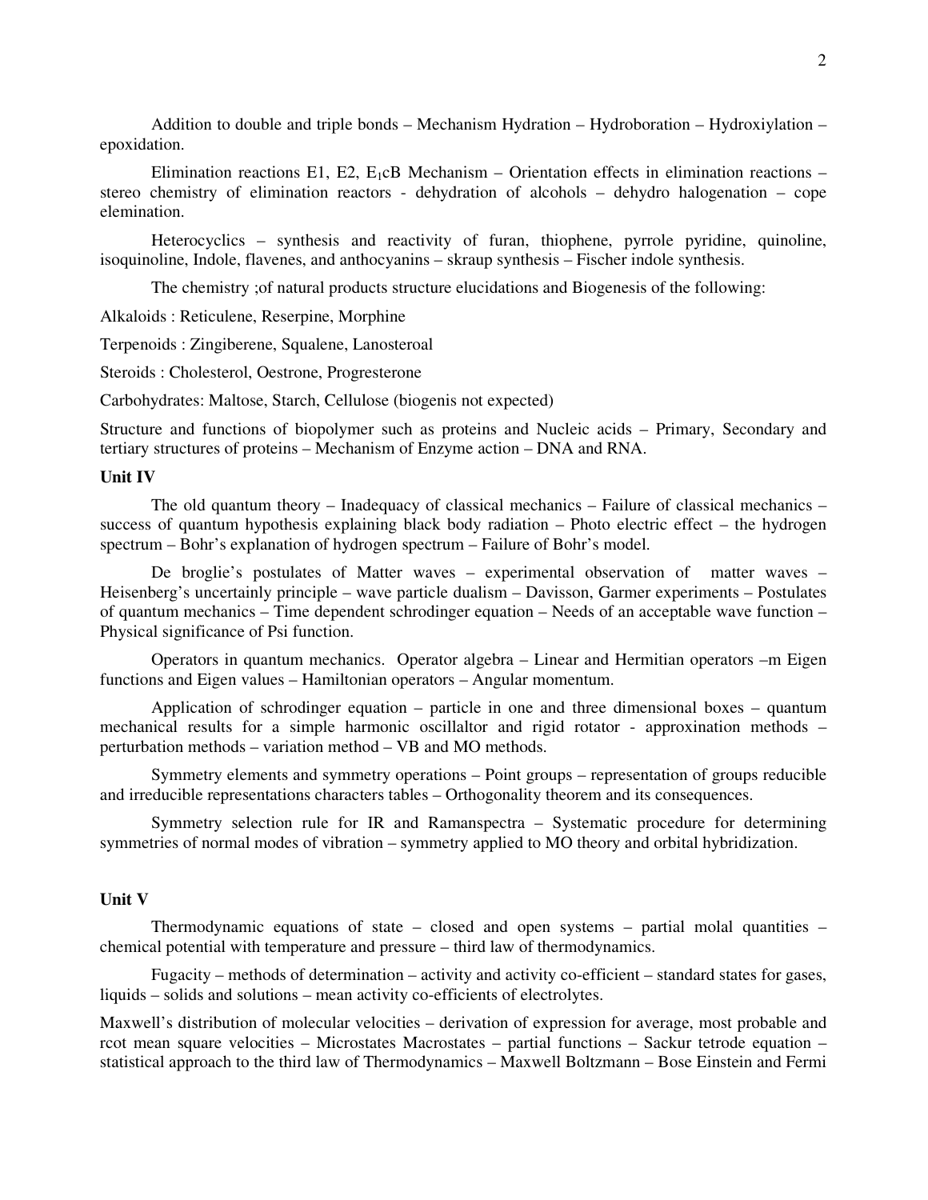Addition to double and triple bonds – Mechanism Hydration – Hydroboration – Hydroxiylation – epoxidation.

Elimination reactions E1, E2, $E_1$cB Mechanism – Orientation effects in elimination reactions – stereo chemistry of elimination reactors - dehydration of alcohols – dehydro halogenation – cope elemination.

Heterocyclics – synthesis and reactivity of furan, thiophene, pyrrole pyridine, quinoline, isoquinoline, Indole, flavenes, and anthocyanins – skraup synthesis – Fischer indole synthesis.

The chemistry ;of natural products structure elucidations and Biogenesis of the following:

Alkaloids : Reticulene, Reserpine, Morphine

Terpenoids : Zingiberene, Squalene, Lanosteroal

Steroids : Cholesterol, Oestrone, Progresterone

Carbohydrates: Maltose, Starch, Cellulose (biogenis not expected)

Structure and functions of biopolymer such as proteins and Nucleic acids – Primary, Secondary and tertiary structures of proteins – Mechanism of Enzyme action – DNA and RNA.

**Unit IV**

The old quantum theory – Inadequacy of classical mechanics – Failure of classical mechanics – success of quantum hypothesis explaining black body radiation – Photo electric effect – the hydrogen spectrum – Bohr's explanation of hydrogen spectrum – Failure of Bohr's model.

De broglie's postulates of Matter waves – experimental observation of matter waves – Heisenberg's uncertainly principle – wave particle dualism – Davisson, Garmer experiments – Postulates of quantum mechanics – Time dependent schrodinger equation – Needs of an acceptable wave function – Physical significance of Psi function.

Operators in quantum mechanics. Operator algebra – Linear and Hermitian operators –m Eigen functions and Eigen values – Hamiltonian operators – Angular momentum.

Application of schrodinger equation – particle in one and three dimensional boxes – quantum mechanical results for a simple harmonic oscillaltor and rigid rotator - approxination methods – perturbation methods – variation method – VB and MO methods.

Symmetry elements and symmetry operations – Point groups – representation of groups reducible and irreducible representations characters tables – Orthogonality theorem and its consequences.

Symmetry selection rule for IR and Ramanspectra – Systematic procedure for determining symmetries of normal modes of vibration – symmetry applied to MO theory and orbital hybridization.

**Unit V**

Thermodynamic equations of state – closed and open systems – partial molal quantities – chemical potential with temperature and pressure – third law of thermodynamics.

Fugacity – methods of determination – activity and activity co-efficient – standard states for gases, liquids – solids and solutions – mean activity co-efficients of electrolytes.

Maxwell's distribution of molecular velocities – derivation of expression for average, most probable and rcot mean square velocities – Microstates Macrostates – partial functions – Sackur tetrode equation – statistical approach to the third law of Thermodynamics – Maxwell Boltzmann – Bose Einstein and Fermi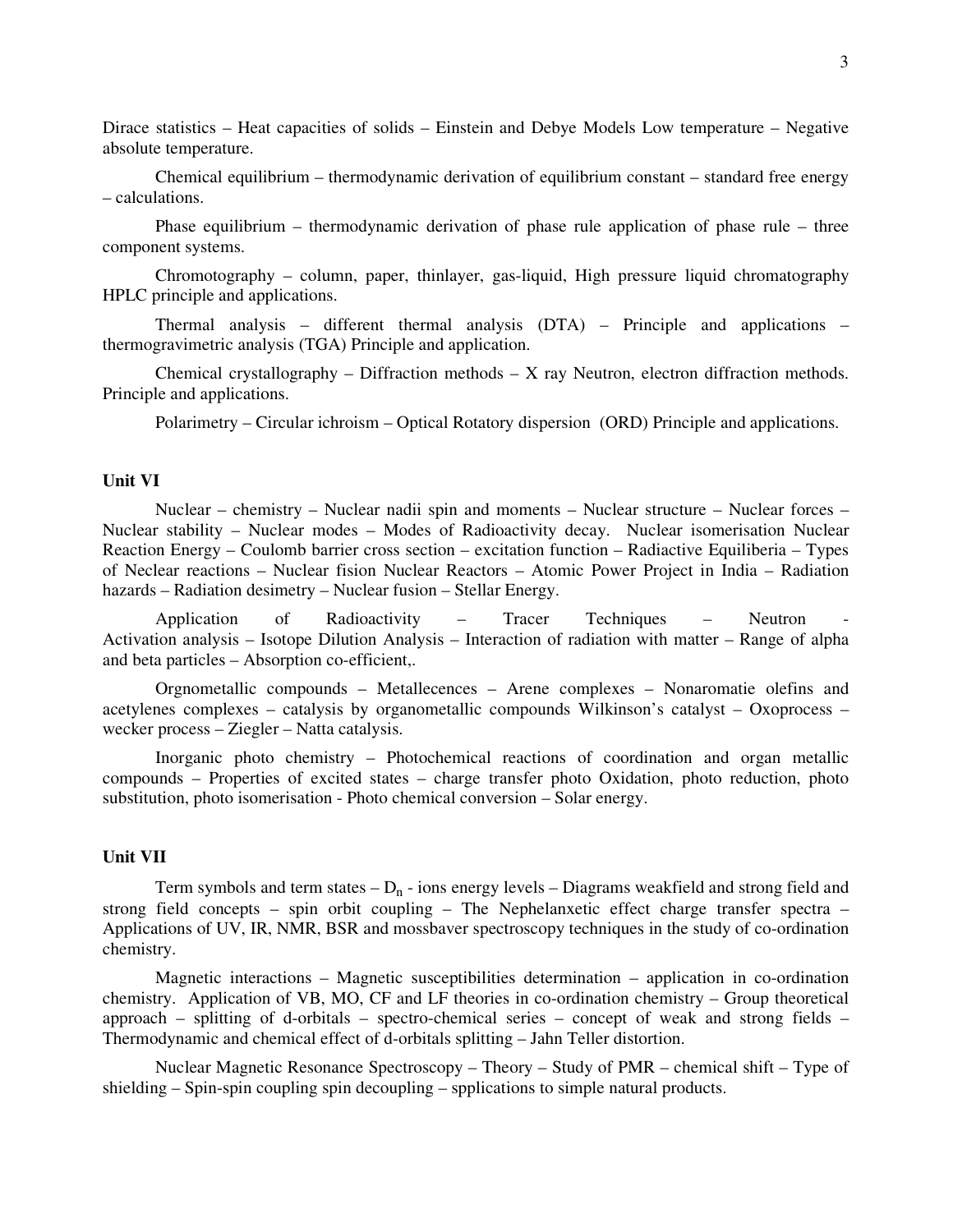Dirace statistics – Heat capacities of solids – Einstein and Debye Models Low temperature – Negative absolute temperature.

Chemical equilibrium – thermodynamic derivation of equilibrium constant – standard free energy – calculations.

Phase equilibrium – thermodynamic derivation of phase rule application of phase rule – three component systems.

Chromotography – column, paper, thinlayer, gas-liquid, High pressure liquid chromatography HPLC principle and applications.

Thermal analysis – different thermal analysis (DTA) – Principle and applications – thermogravimetric analysis (TGA) Principle and application.

Chemical crystallography – Diffraction methods – X ray Neutron, electron diffraction methods. Principle and applications.

Polarimetry – Circular ichroism – Optical Rotatory dispersion (ORD) Principle and applications.

**Unit VI**

Nuclear – chemistry – Nuclear nadii spin and moments – Nuclear structure – Nuclear forces – Nuclear stability – Nuclear modes – Modes of Radioactivity decay. Nuclear isomerisation Nuclear Reaction Energy – Coulomb barrier cross section – excitation function – Radiactive Equiliberia – Types of Neclear reactions – Nuclear fision Nuclear Reactors – Atomic Power Project in India – Radiation hazards – Radiation desimetry – Nuclear fusion – Stellar Energy.

Application of Radioactivity – Tracer Techniques – Neutron - Activation analysis – Isotope Dilution Analysis – Interaction of radiation with matter – Range of alpha and beta particles – Absorption co-efficient,.

Orgnometallic compounds – Metallecences – Arene complexes – Nonaromatie olefins and acetylenes complexes – catalysis by organometallic compounds Wilkinson's catalyst – Oxoprocess – wecker process – Ziegler – Natta catalysis.

Inorganic photo chemistry – Photochemical reactions of coordination and organ metallic compounds – Properties of excited states – charge transfer photo Oxidation, photo reduction, photo substitution, photo isomerisation - Photo chemical conversion – Solar energy.

**Unit VII**

Term symbols and term states – $D_n$ - ions energy levels – Diagrams weakfield and strong field and strong field concepts – spin orbit coupling – The Nephelanxetic effect charge transfer spectra – Applications of UV, IR, NMR, BSR and mossbaver spectroscopy techniques in the study of co-ordination chemistry.

Magnetic interactions – Magnetic susceptibilities determination – application in co-ordination chemistry. Application of VB, MO, CF and LF theories in co-ordination chemistry – Group theoretical approach – splitting of d-orbitals – spectro-chemical series – concept of weak and strong fields – Thermodynamic and chemical effect of d-orbitals splitting – Jahn Teller distortion.

Nuclear Magnetic Resonance Spectroscopy – Theory – Study of PMR – chemical shift – Type of shielding – Spin-spin coupling spin decoupling – spplications to simple natural products.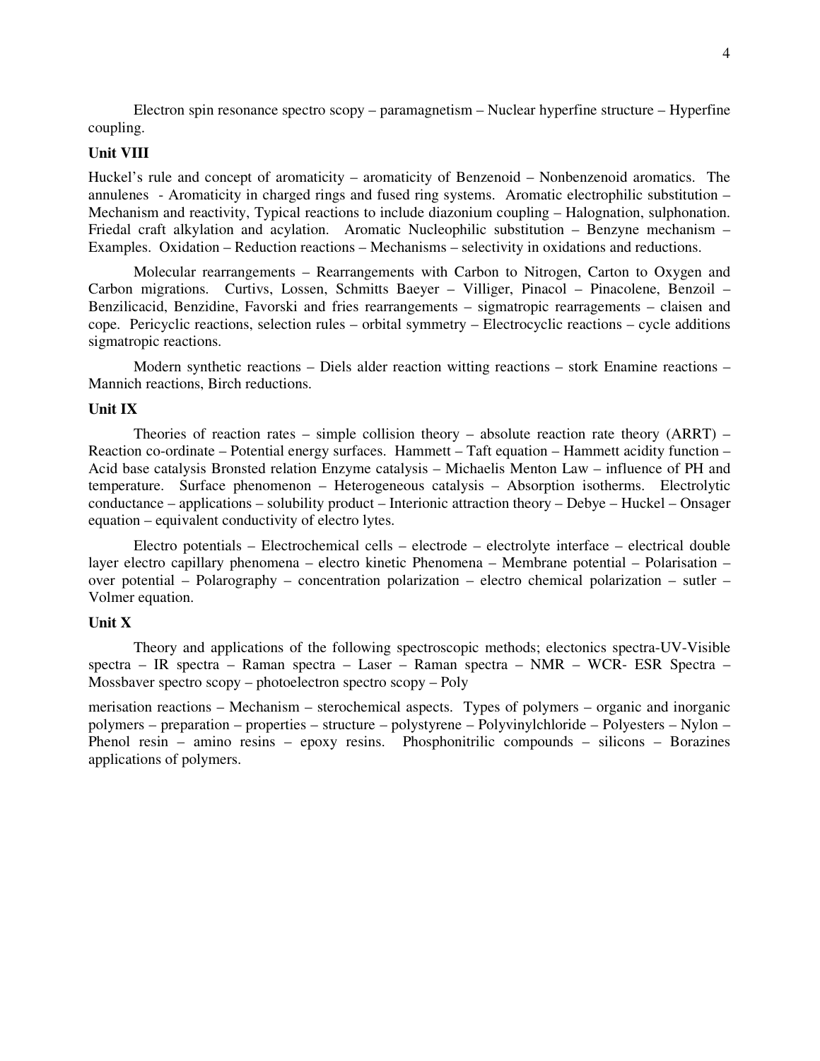Electron spin resonance spectro scopy – paramagnetism – Nuclear hyperfine structure – Hyperfine coupling.

**Unit VIII**

Huckel's rule and concept of aromaticity – aromaticity of Benzenoid – Nonbenzenoid aromatics. The annulenes - Aromaticity in charged rings and fused ring systems. Aromatic electrophilic substitution – Mechanism and reactivity, Typical reactions to include diazonium coupling – Halognation, sulphonation. Friedal craft alkylation and acylation. Aromatic Nucleophilic substitution – Benzyne mechanism – Examples. Oxidation – Reduction reactions – Mechanisms – selectivity in oxidations and reductions.

Molecular rearrangements – Rearrangements with Carbon to Nitrogen, Carton to Oxygen and Carbon migrations. Curtivs, Lossen, Schmitts Baeyer – Villiger, Pinacol – Pinacolene, Benzoil – Benzilicacid, Benzidine, Favorski and fries rearrangements – sigmatropic rearragements – claisen and cope. Pericyclic reactions, selection rules – orbital symmetry – Electrocyclic reactions – cycle additions sigmatropic reactions.

Modern synthetic reactions – Diels alder reaction witting reactions – stork Enamine reactions – Mannich reactions, Birch reductions.

**Unit IX**

Theories of reaction rates – simple collision theory – absolute reaction rate theory (ARRT) – Reaction co-ordinate – Potential energy surfaces. Hammett – Taft equation – Hammett acidity function – Acid base catalysis Bronsted relation Enzyme catalysis – Michaelis Menton Law – influence of PH and temperature. Surface phenomenon – Heterogeneous catalysis – Absorption isotherms. Electrolytic conductance – applications – solubility product – Interionic attraction theory – Debye – Huckel – Onsager equation – equivalent conductivity of electro lytes.

Electro potentials – Electrochemical cells – electrode – electrolyte interface – electrical double layer electro capillary phenomena – electro kinetic Phenomena – Membrane potential – Polarisation – over potential – Polarography – concentration polarization – electro chemical polarization – sutler – Volmer equation.

**Unit X**

Theory and applications of the following spectroscopic methods; electonics spectra-UV-Visible spectra – IR spectra – Raman spectra – Laser – Raman spectra – NMR – WCR- ESR Spectra – Mossbaver spectro scopy – photoelectron spectro scopy – Poly

merisation reactions – Mechanism – sterochemical aspects. Types of polymers – organic and inorganic polymers – preparation – properties – structure – polystyrene – Polyvinylchloride – Polyesters – Nylon – Phenol resin – amino resins – epoxy resins. Phosphonitrilic compounds – silicons – Borazines applications of polymers.